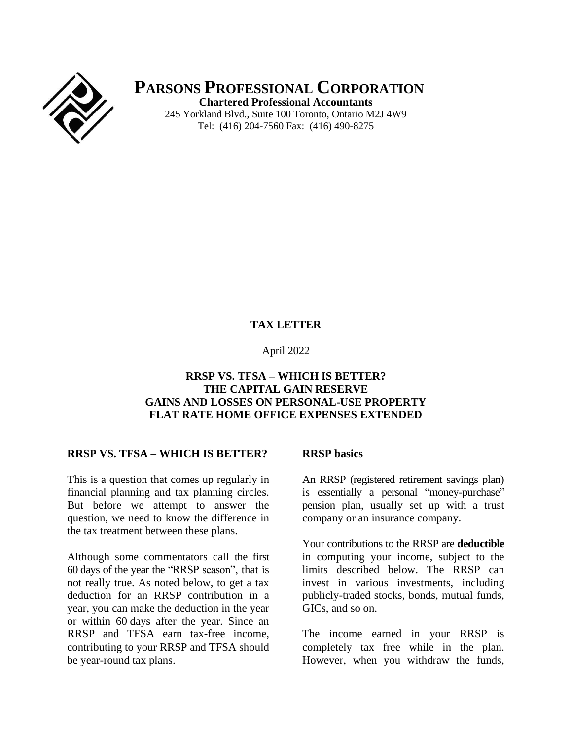# PARSONS PROFESSIONAL CORPORATION

**Chartered Professional Accountants**

245 Yorkland Blvd., Suite 100 Toronto, Ontario M2J 4W9

Tel: (416) 204-7560 Fax: (416) 490-8275

**TAX LETTER**

April 2022

**RRSP VS. TFSA – WHICH IS BETTER?**
**THE CAPITAL GAIN RESERVE**
**GAINS AND LOSSES ON PERSONAL-USE PROPERTY**
**FLAT RATE HOME OFFICE EXPENSES EXTENDED**

## RRSP VS. TFSA – WHICH IS BETTER?

This is a question that comes up regularly in financial planning and tax planning circles. But before we attempt to answer the question, we need to know the difference in the tax treatment between these plans.

Although some commentators call the first 60 days of the year the "RRSP season", that is not really true. As noted below, to get a tax deduction for an RRSP contribution in a year, you can make the deduction in the year or within 60 days after the year. Since an RRSP and TFSA earn tax-free income, contributing to your RRSP and TFSA should be year-round tax plans.

### RRSP basics

An RRSP (registered retirement savings plan) is essentially a personal "money-purchase" pension plan, usually set up with a trust company or an insurance company.

Your contributions to the RRSP are **deductible** in computing your income, subject to the limits described below. The RRSP can invest in various investments, including publicly-traded stocks, bonds, mutual funds, GICs, and so on.

The income earned in your RRSP is completely tax free while in the plan. However, when you withdraw the funds,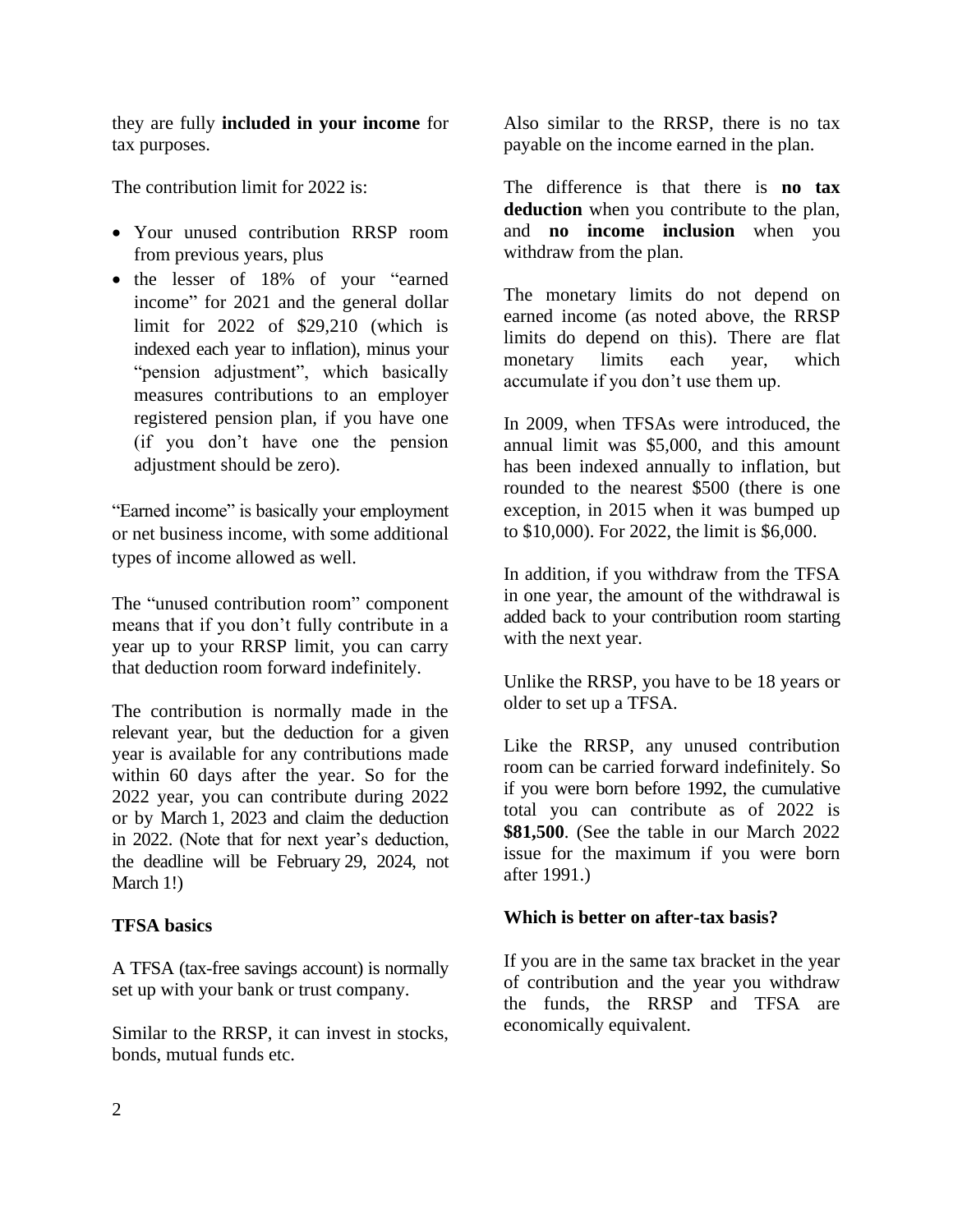they are fully **included in your income** for tax purposes.

The contribution limit for 2022 is:

- Your unused contribution RRSP room from previous years, plus
- the lesser of 18% of your "earned income" for 2021 and the general dollar limit for 2022 of $29,210 (which is indexed each year to inflation), minus your "pension adjustment", which basically measures contributions to an employer registered pension plan, if you have one (if you don't have one the pension adjustment should be zero).

"Earned income" is basically your employment or net business income, with some additional types of income allowed as well.

The "unused contribution room" component means that if you don't fully contribute in a year up to your RRSP limit, you can carry that deduction room forward indefinitely.

The contribution is normally made in the relevant year, but the deduction for a given year is available for any contributions made within 60 days after the year. So for the 2022 year, you can contribute during 2022 or by March 1, 2023 and claim the deduction in 2022. (Note that for next year's deduction, the deadline will be February 29, 2024, not March 1!)

**TFSA basics**

A TFSA (tax-free savings account) is normally set up with your bank or trust company.

Similar to the RRSP, it can invest in stocks, bonds, mutual funds etc.

Also similar to the RRSP, there is no tax payable on the income earned in the plan.

The difference is that there is **no tax deduction** when you contribute to the plan, and **no income inclusion** when you withdraw from the plan.

The monetary limits do not depend on earned income (as noted above, the RRSP limits do depend on this). There are flat monetary limits each year, which accumulate if you don't use them up.

In 2009, when TFSAs were introduced, the annual limit was $5,000, and this amount has been indexed annually to inflation, but rounded to the nearest $500 (there is one exception, in 2015 when it was bumped up to $10,000). For 2022, the limit is $6,000.

In addition, if you withdraw from the TFSA in one year, the amount of the withdrawal is added back to your contribution room starting with the next year.

Unlike the RRSP, you have to be 18 years or older to set up a TFSA.

Like the RRSP, any unused contribution room can be carried forward indefinitely. So if you were born before 1992, the cumulative total you can contribute as of 2022 is **$81,500**. (See the table in our March 2022 issue for the maximum if you were born after 1991.)

**Which is better on after-tax basis?**

If you are in the same tax bracket in the year of contribution and the year you withdraw the funds, the RRSP and TFSA are economically equivalent.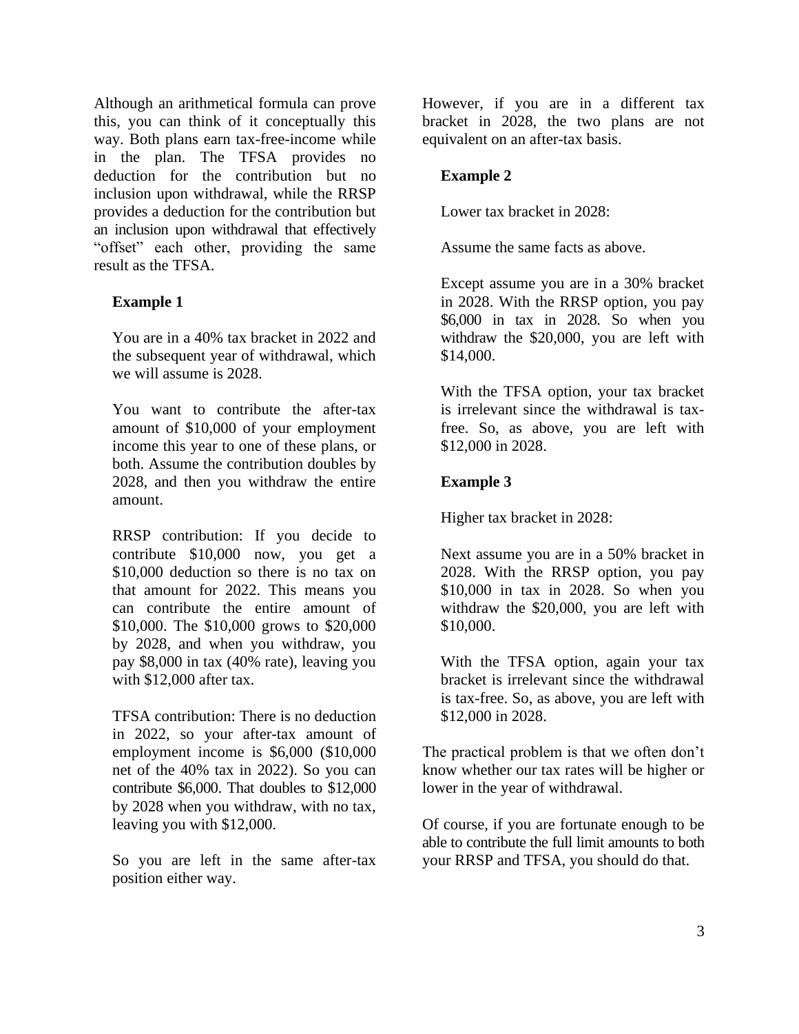Although an arithmetical formula can prove this, you can think of it conceptually this way. Both plans earn tax-free-income while in the plan. The TFSA provides no deduction for the contribution but no inclusion upon withdrawal, while the RRSP provides a deduction for the contribution but an inclusion upon withdrawal that effectively "offset" each other, providing the same result as the TFSA.

**Example 1**

You are in a 40% tax bracket in 2022 and the subsequent year of withdrawal, which we will assume is 2028.

You want to contribute the after-tax amount of $10,000 of your employment income this year to one of these plans, or both. Assume the contribution doubles by 2028, and then you withdraw the entire amount.

RRSP contribution: If you decide to contribute $10,000 now, you get a $10,000 deduction so there is no tax on that amount for 2022. This means you can contribute the entire amount of $10,000. The $10,000 grows to $20,000 by 2028, and when you withdraw, you pay $8,000 in tax (40% rate), leaving you with $12,000 after tax.

TFSA contribution: There is no deduction in 2022, so your after-tax amount of employment income is $6,000 ($10,000 net of the 40% tax in 2022). So you can contribute $6,000. That doubles to $12,000 by 2028 when you withdraw, with no tax, leaving you with $12,000.

So you are left in the same after-tax position either way.

However, if you are in a different tax bracket in 2028, the two plans are not equivalent on an after-tax basis.

**Example 2**

Lower tax bracket in 2028:

Assume the same facts as above.

Except assume you are in a 30% bracket in 2028. With the RRSP option, you pay $6,000 in tax in 2028. So when you withdraw the $20,000, you are left with $14,000.

With the TFSA option, your tax bracket is irrelevant since the withdrawal is tax-free. So, as above, you are left with $12,000 in 2028.

**Example 3**

Higher tax bracket in 2028:

Next assume you are in a 50% bracket in 2028. With the RRSP option, you pay $10,000 in tax in 2028. So when you withdraw the $20,000, you are left with $10,000.

With the TFSA option, again your tax bracket is irrelevant since the withdrawal is tax-free. So, as above, you are left with $12,000 in 2028.

The practical problem is that we often don't know whether our tax rates will be higher or lower in the year of withdrawal.

Of course, if you are fortunate enough to be able to contribute the full limit amounts to both your RRSP and TFSA, you should do that.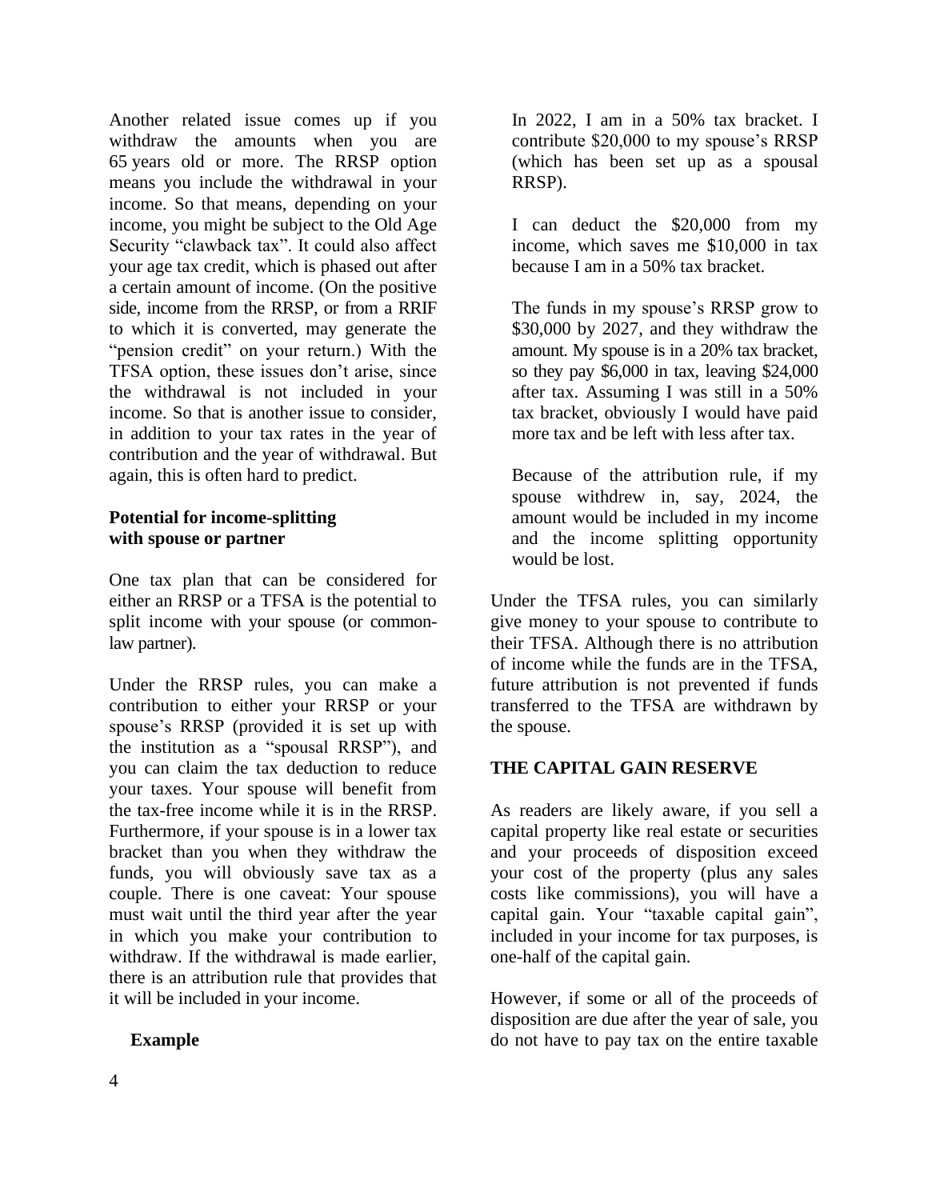Another related issue comes up if you withdraw the amounts when you are 65 years old or more. The RRSP option means you include the withdrawal in your income. So that means, depending on your income, you might be subject to the Old Age Security "clawback tax". It could also affect your age tax credit, which is phased out after a certain amount of income. (On the positive side, income from the RRSP, or from a RRIF to which it is converted, may generate the "pension credit" on your return.) With the TFSA option, these issues don't arise, since the withdrawal is not included in your income. So that is another issue to consider, in addition to your tax rates in the year of contribution and the year of withdrawal. But again, this is often hard to predict.

**Potential for income-splitting with spouse or partner**

One tax plan that can be considered for either an RRSP or a TFSA is the potential to split income with your spouse (or common-law partner).

Under the RRSP rules, you can make a contribution to either your RRSP or your spouse's RRSP (provided it is set up with the institution as a "spousal RRSP"), and you can claim the tax deduction to reduce your taxes. Your spouse will benefit from the tax-free income while it is in the RRSP. Furthermore, if your spouse is in a lower tax bracket than you when they withdraw the funds, you will obviously save tax as a couple. There is one caveat: Your spouse must wait until the third year after the year in which you make your contribution to withdraw. If the withdrawal is made earlier, there is an attribution rule that provides that it will be included in your income.

**Example**

> In 2022, I am in a 50% tax bracket. I contribute $20,000 to my spouse's RRSP (which has been set up as a spousal RRSP).
>
> I can deduct the $20,000 from my income, which saves me $10,000 in tax because I am in a 50% tax bracket.
>
> The funds in my spouse's RRSP grow to $30,000 by 2027, and they withdraw the amount. My spouse is in a 20% tax bracket, so they pay $6,000 in tax, leaving $24,000 after tax. Assuming I was still in a 50% tax bracket, obviously I would have paid more tax and be left with less after tax.
>
> Because of the attribution rule, if my spouse withdrew in, say, 2024, the amount would be included in my income and the income splitting opportunity would be lost.

Under the TFSA rules, you can similarly give money to your spouse to contribute to their TFSA. Although there is no attribution of income while the funds are in the TFSA, future attribution is not prevented if funds transferred to the TFSA are withdrawn by the spouse.

## THE CAPITAL GAIN RESERVE

As readers are likely aware, if you sell a capital property like real estate or securities and your proceeds of disposition exceed your cost of the property (plus any sales costs like commissions), you will have a capital gain. Your "taxable capital gain", included in your income for tax purposes, is one-half of the capital gain.

However, if some or all of the proceeds of disposition are due after the year of sale, you do not have to pay tax on the entire taxable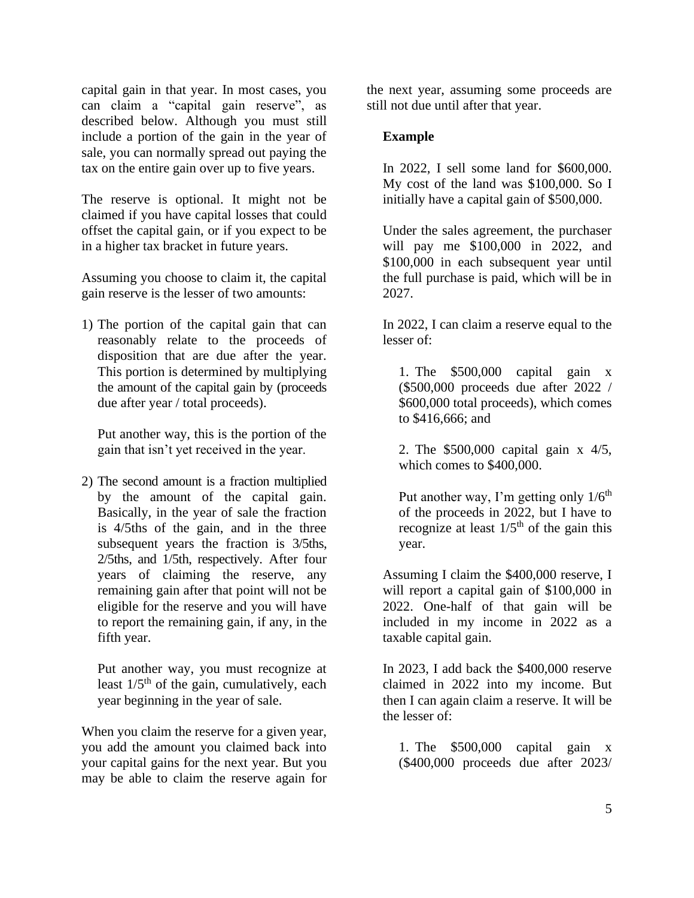capital gain in that year. In most cases, you can claim a "capital gain reserve", as described below. Although you must still include a portion of the gain in the year of sale, you can normally spread out paying the tax on the entire gain over up to five years.

The reserve is optional. It might not be claimed if you have capital losses that could offset the capital gain, or if you expect to be in a higher tax bracket in future years.

Assuming you choose to claim it, the capital gain reserve is the lesser of two amounts:

1) The portion of the capital gain that can reasonably relate to the proceeds of disposition that are due after the year. This portion is determined by multiplying the amount of the capital gain by (proceeds due after year / total proceeds).

   Put another way, this is the portion of the gain that isn't yet received in the year.

2) The second amount is a fraction multiplied by the amount of the capital gain. Basically, in the year of sale the fraction is 4/5ths of the gain, and in the three subsequent years the fraction is 3/5ths, 2/5ths, and 1/5th, respectively. After four years of claiming the reserve, any remaining gain after that point will not be eligible for the reserve and you will have to report the remaining gain, if any, in the fifth year.

   Put another way, you must recognize at least $1/5^{th}$ of the gain, cumulatively, each year beginning in the year of sale.

When you claim the reserve for a given year, you add the amount you claimed back into your capital gains for the next year. But you may be able to claim the reserve again for the next year, assuming some proceeds are still not due until after that year.

**Example**

In 2022, I sell some land for $600,000. My cost of the land was $100,000. So I initially have a capital gain of $500,000.

Under the sales agreement, the purchaser will pay me $100,000 in 2022, and $100,000 in each subsequent year until the full purchase is paid, which will be in 2027.

In 2022, I can claim a reserve equal to the lesser of:

1. The $500,000 capital gain x ($500,000 proceeds due after 2022 / $600,000 total proceeds), which comes to $416,666; and

2. The $500,000 capital gain x 4/5, which comes to $400,000.

Put another way, I'm getting only $1/6^{th}$ of the proceeds in 2022, but I have to recognize at least $1/5^{th}$ of the gain this year.

Assuming I claim the $400,000 reserve, I will report a capital gain of $100,000 in 2022. One-half of that gain will be included in my income in 2022 as a taxable capital gain.

In 2023, I add back the $400,000 reserve claimed in 2022 into my income. But then I can again claim a reserve. It will be the lesser of:

1. The $500,000 capital gain x ($400,000 proceeds due after 2023/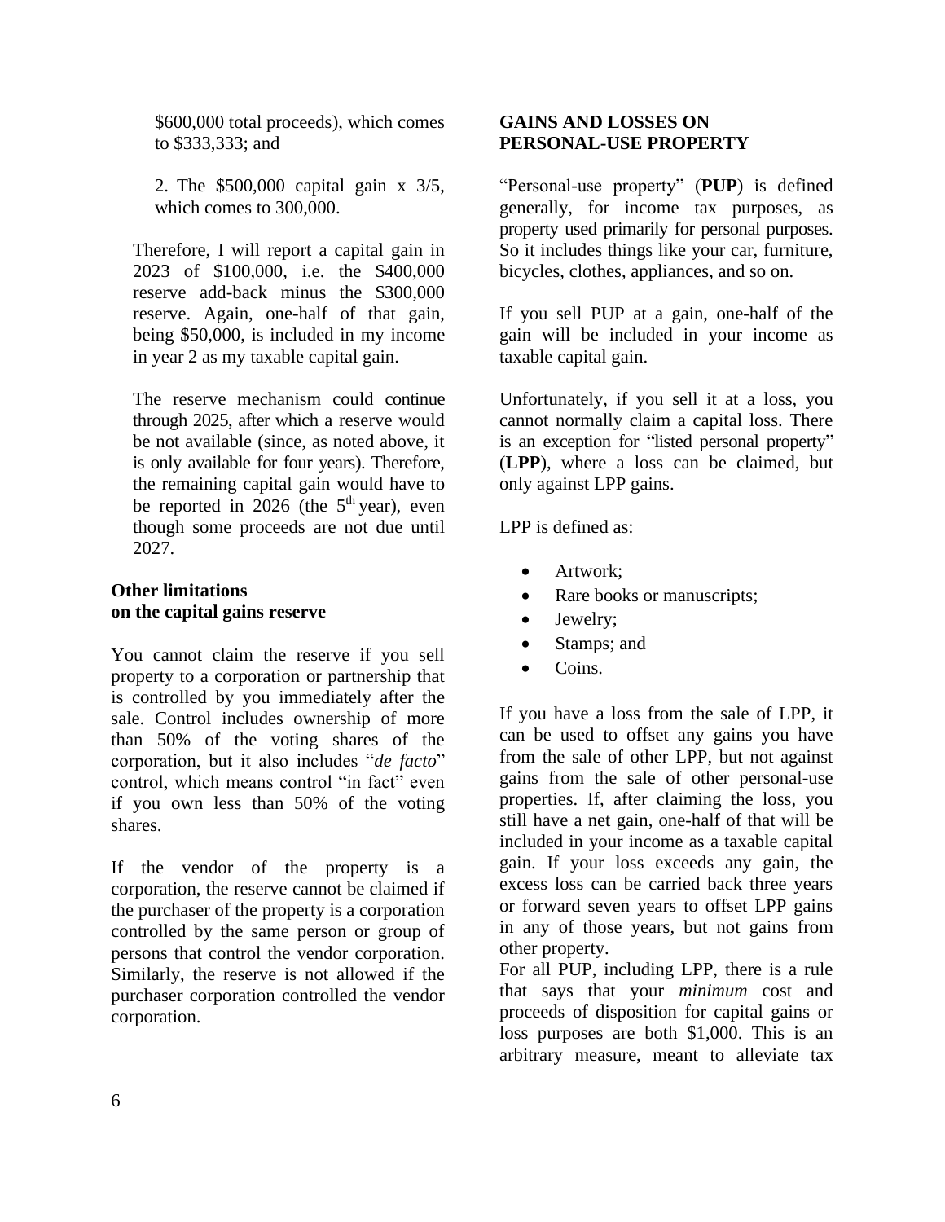$600,000 total proceeds), which comes to $333,333; and

2. The $500,000 capital gain x 3/5, which comes to 300,000.

Therefore, I will report a capital gain in 2023 of $100,000, i.e. the $400,000 reserve add-back minus the $300,000 reserve. Again, one-half of that gain, being $50,000, is included in my income in year 2 as my taxable capital gain.

The reserve mechanism could continue through 2025, after which a reserve would be not available (since, as noted above, it is only available for four years). Therefore, the remaining capital gain would have to be reported in 2026 (the 5th year), even though some proceeds are not due until 2027.

### Other limitations on the capital gains reserve

You cannot claim the reserve if you sell property to a corporation or partnership that is controlled by you immediately after the sale. Control includes ownership of more than 50% of the voting shares of the corporation, but it also includes "*de facto*" control, which means control "in fact" even if you own less than 50% of the voting shares.

If the vendor of the property is a corporation, the reserve cannot be claimed if the purchaser of the property is a corporation controlled by the same person or group of persons that control the vendor corporation. Similarly, the reserve is not allowed if the purchaser corporation controlled the vendor corporation.

## GAINS AND LOSSES ON PERSONAL-USE PROPERTY

"Personal-use property" (**PUP**) is defined generally, for income tax purposes, as property used primarily for personal purposes. So it includes things like your car, furniture, bicycles, clothes, appliances, and so on.

If you sell PUP at a gain, one-half of the gain will be included in your income as taxable capital gain.

Unfortunately, if you sell it at a loss, you cannot normally claim a capital loss. There is an exception for "listed personal property" (**LPP**), where a loss can be claimed, but only against LPP gains.

LPP is defined as:

- Artwork;
- Rare books or manuscripts;
- Jewelry;
- Stamps; and
- Coins.

If you have a loss from the sale of LPP, it can be used to offset any gains you have from the sale of other LPP, but not against gains from the sale of other personal-use properties. If, after claiming the loss, you still have a net gain, one-half of that will be included in your income as a taxable capital gain. If your loss exceeds any gain, the excess loss can be carried back three years or forward seven years to offset LPP gains in any of those years, but not gains from other property.

For all PUP, including LPP, there is a rule that says that your *minimum* cost and proceeds of disposition for capital gains or loss purposes are both $1,000. This is an arbitrary measure, meant to alleviate tax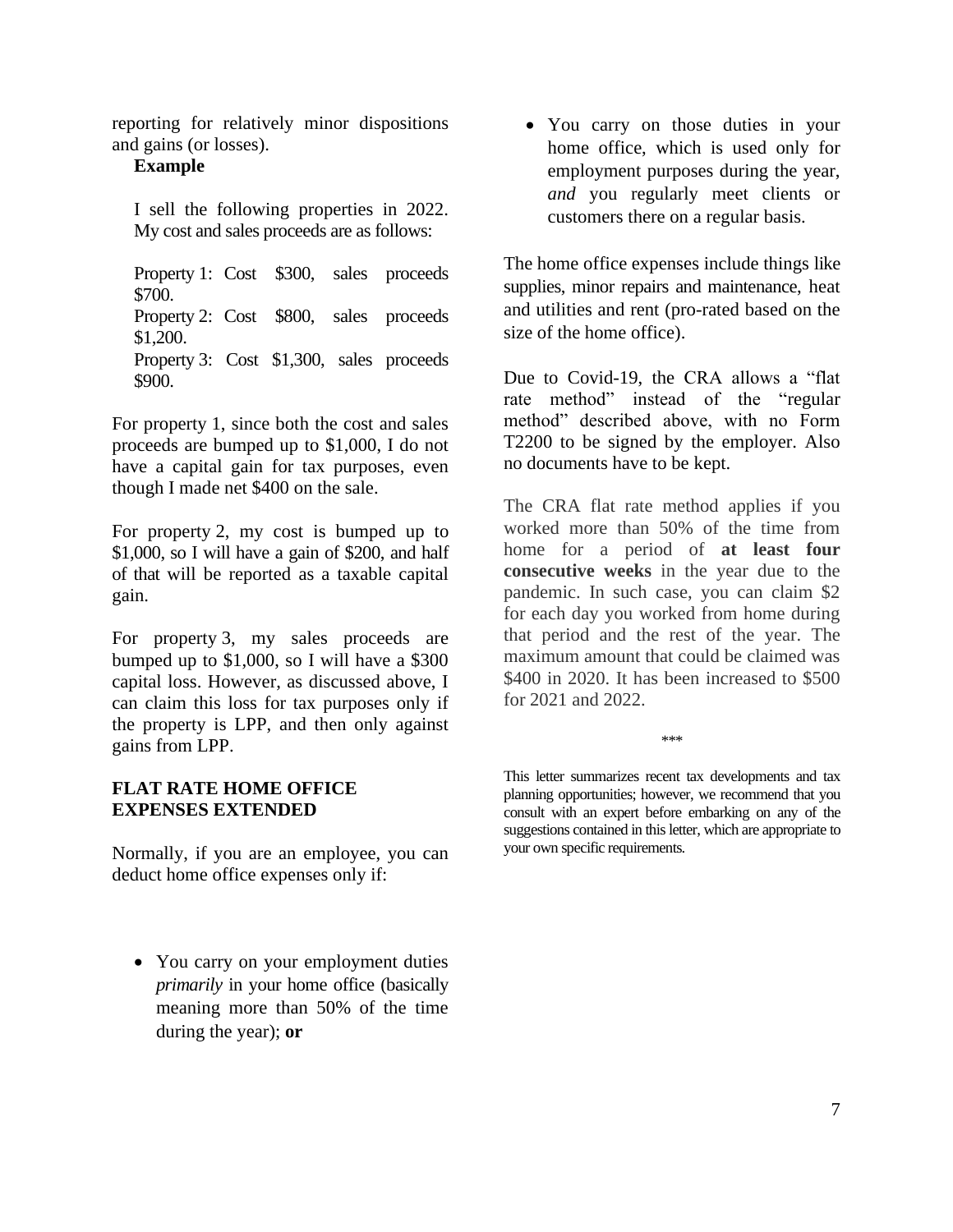reporting for relatively minor dispositions and gains (or losses).

**Example**

I sell the following properties in 2022. My cost and sales proceeds are as follows:

Property 1: Cost $300, sales proceeds $700.
Property 2: Cost $800, sales proceeds $1,200.
Property 3: Cost $1,300, sales proceeds $900.

For property 1, since both the cost and sales proceeds are bumped up to $1,000, I do not have a capital gain for tax purposes, even though I made net $400 on the sale.

For property 2, my cost is bumped up to $1,000, so I will have a gain of $200, and half of that will be reported as a taxable capital gain.

For property 3, my sales proceeds are bumped up to $1,000, so I will have a $300 capital loss. However, as discussed above, I can claim this loss for tax purposes only if the property is LPP, and then only against gains from LPP.

## FLAT RATE HOME OFFICE EXPENSES EXTENDED

Normally, if you are an employee, you can deduct home office expenses only if:

- You carry on your employment duties *primarily* in your home office (basically meaning more than 50% of the time during the year); **or**
- You carry on those duties in your home office, which is used only for employment purposes during the year, ***and*** you regularly meet clients or customers there on a regular basis.

The home office expenses include things like supplies, minor repairs and maintenance, heat and utilities and rent (pro-rated based on the size of the home office).

Due to Covid-19, the CRA allows a "flat rate method" instead of the "regular method" described above, with no Form T2200 to be signed by the employer. Also no documents have to be kept.

The CRA flat rate method applies if you worked more than 50% of the time from home for a period of **at least four consecutive weeks** in the year due to the pandemic. In such case, you can claim $2 for each day you worked from home during that period and the rest of the year. The maximum amount that could be claimed was $400 in 2020. It has been increased to $500 for 2021 and 2022.

\*\*\*

This letter summarizes recent tax developments and tax planning opportunities; however, we recommend that you consult with an expert before embarking on any of the suggestions contained in this letter, which are appropriate to your own specific requirements.